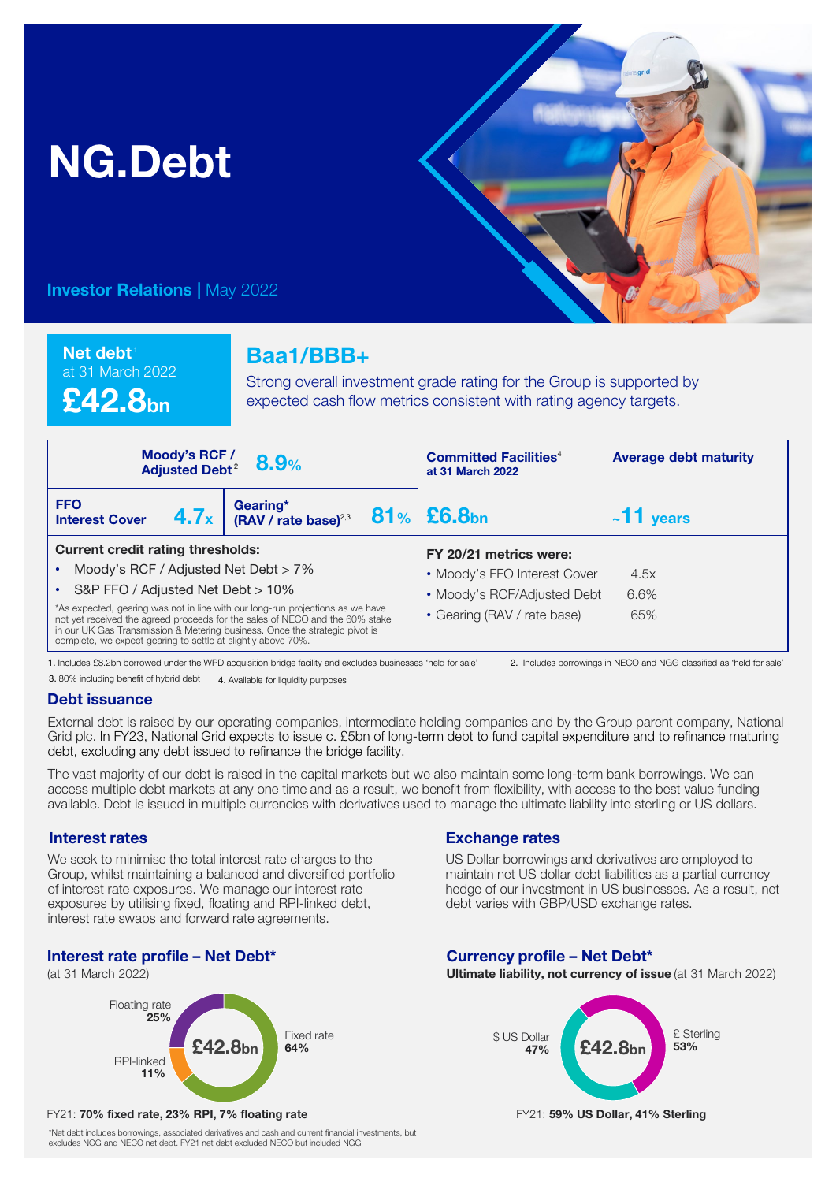# NG.Debt

**Investor Relations** | May 2022

**Net debt**[1] at 31 March 2022

**£42.8bn**

## Baa1/BBB+

Strong overall investment grade rating for the Group is supported by expected cash flow metrics consistent with rating agency targets.

| Moody's RCF / Adjusted Debt[2] | 8.9% | | | Committed Facilities[4] at 31 March 2022 | Average debt maturity |
|---|---|---|---|---|---|
| FFO Interest Cover | 4.7x | Gearing* (RAV / rate base)[2,3] | 81% | £6.8bn | ~11 years |

**Current credit rating thresholds:**

- Moody's RCF / Adjusted Net Debt > 7%
- S&P FFO / Adjusted Net Debt > 10%

*As expected, gearing was not in line with our long-run projections as we have not yet received the agreed proceeds for the sales of NECO and the 60% stake in our UK Gas Transmission & Metering business. Once the strategic pivot is complete, we expect gearing to settle at slightly above 70%.

**FY 20/21 metrics were:**

| | |
|---|---|
| Moody's FFO Interest Cover | 4.5x |
| Moody's RCF/Adjusted Debt | 6.6% |
| Gearing (RAV / rate base) | 65% |

1. Includes £8.2bn borrowed under the WPD acquisition bridge facility and excludes businesses 'held for sale'
2. Includes borrowings in NECO and NGG classified as 'held for sale'
3. 80% including benefit of hybrid debt
4. Available for liquidity purposes

## Debt issuance

External debt is raised by our operating companies, intermediate holding companies and by the Group parent company, National Grid plc. In FY23, National Grid expects to issue c. £5bn of long-term debt to fund capital expenditure and to refinance maturing debt, excluding any debt issued to refinance the bridge facility.

The vast majority of our debt is raised in the capital markets but we also maintain some long-term bank borrowings. We can access multiple debt markets at any one time and as a result, we benefit from flexibility, with access to the best value funding available. Debt is issued in multiple currencies with derivatives used to manage the ultimate liability into sterling or US dollars.

### Interest rates

We seek to minimise the total interest rate charges to the Group, whilst maintaining a balanced and diversified portfolio of interest rate exposures. We manage our interest rate exposures by utilising fixed, floating and RPI-linked debt, interest rate swaps and forward rate agreements.

### Interest rate profile – Net Debt*

(at 31 March 2022)

£42.8bn

- Fixed rate 64%
- Floating rate 25%
- RPI-linked 11%

FY21: **70% fixed rate, 23% RPI, 7% floating rate**

*Net debt includes borrowings, associated derivatives and cash and current financial investments, but excludes NGG and NECO net debt. FY21 net debt excluded NECO but included NGG

### Exchange rates

US Dollar borrowings and derivatives are employed to maintain net US dollar debt liabilities as a partial currency hedge of our investment in US businesses. As a result, net debt varies with GBP/USD exchange rates.

### Currency profile – Net Debt*

**Ultimate liability, not currency of issue** (at 31 March 2022)

£42.8bn

- £ Sterling 53%
- $ US Dollar 47%

FY21: **59% US Dollar, 41% Sterling**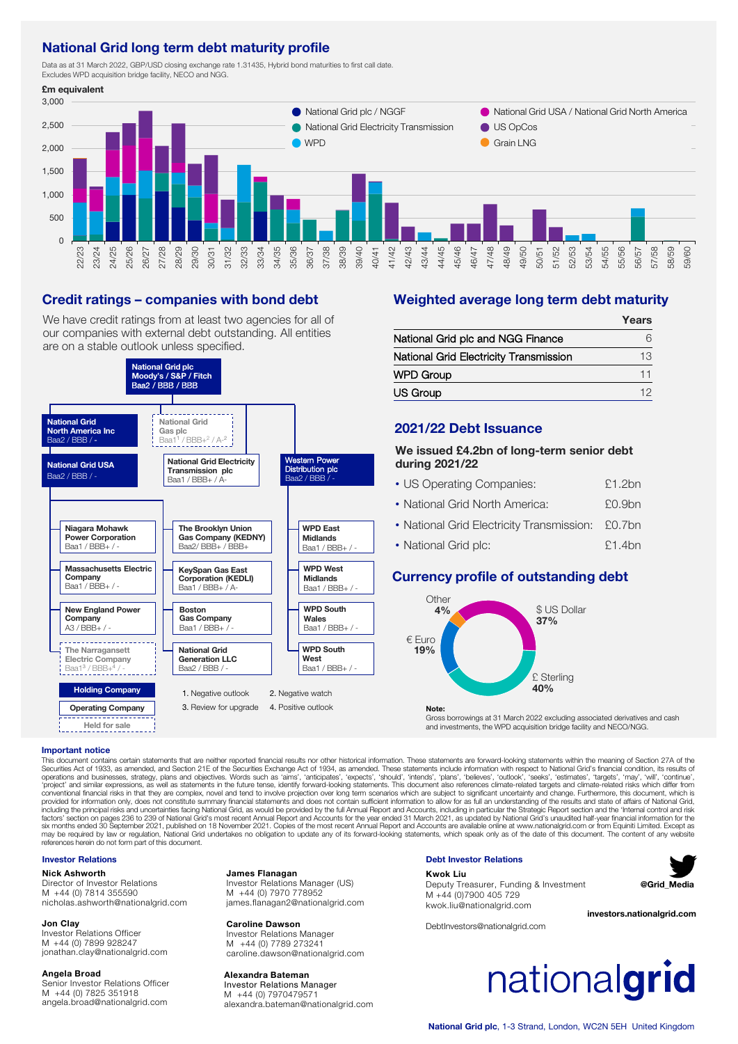## National Grid long term debt maturity profile

Data as at 31 March 2022, GBP/USD closing exchange rate 1.31435, Hybrid bond maturities to first call date.
Excludes WPD acquisition bridge facility, NECO and NGG.

£m equivalent

3,000
2,500
2,000
1,500
1,000
500
0

National Grid plc / NGGF
National Grid Electricity Transmission
WPD
National Grid USA / National Grid North America
US OpCos
Grain LNG

22/23 23/24 24/25 25/26 26/27 27/28 28/29 29/30 30/31 31/32 32/33 33/34 34/35 35/36 36/37 37/38 38/39 39/40 40/41 41/42 42/43 43/44 44/45 45/46 46/47 47/48 48/49 49/50 50/51 51/52 52/53 53/54 54/55 55/56 56/57 57/58 58/59 59/60

## Credit ratings – companies with bond debt

We have credit ratings from at least two agencies for all of our companies with external debt outstanding. All entities are on a stable outlook unless specified.

**National Grid plc**
**Moody's / S&P / Fitch**
**Baa2 / BBB / BBB**

**National Grid North America Inc** – Baa2 / BBB / -

National Grid Gas plc – Baa1[1] / BBB+[2] / A-[2]

**National Grid USA** – Baa2 / BBB / -

**National Grid Electricity Transmission plc** – Baa1 / BBB+ / A-

**Western Power Distribution plc** – Baa2 / BBB / -

**Niagara Mohawk Power Corporation** – Baa1 / BBB+ / -

**Massachusetts Electric Company** – Baa1 / BBB+ / -

**New England Power Company** – A3 / BBB+ / -

The Narragansett Electric Company – Baa1[3] / BBB+[4] / -

**The Brooklyn Union Gas Company (KEDNY)** – Baa2/ BBB+ / BBB+

**KeySpan Gas East Corporation (KEDLI)** – Baa1 / BBB+ / A-

**Boston Gas Company** – Baa1 / BBB+ / -

**National Grid Generation LLC** – Baa2 / BBB / -

**WPD East Midlands** – Baa1 / BBB+ / -

**WPD West Midlands** – Baa1 / BBB+ / -

**WPD South Wales** – Baa1 / BBB+ / -

**WPD South West** – Baa1 / BBB+ / -

Holding Company
Operating Company
Held for sale

1. Negative outlook
2. Negative watch
3. Review for upgrade
4. Positive outlook

## Weighted average long term debt maturity

| | Years |
|---|---|
| National Grid plc and NGG Finance | 6 |
| National Grid Electricity Transmission | 13 |
| WPD Group | 11 |
| US Group | 12 |

## 2021/22 Debt Issuance

**We issued £4.2bn of long-term senior debt during 2021/22**

- US Operating Companies: £1.2bn
- National Grid North America: £0.9bn
- National Grid Electricity Transmission: £0.7bn
- National Grid plc: £1.4bn

## Currency profile of outstanding debt

Other **4%**
$ US Dollar **37%**
€ Euro **19%**
£ Sterling **40%**

**Note:**
Gross borrowings at 31 March 2022 excluding associated derivatives and cash and investments, the WPD acquisition bridge facility and NECO/NGG.

**Important notice**

This document contains certain statements that are neither reported financial results nor other historical information. These statements are forward-looking statements within the meaning of Section 27A of the Securities Act of 1933, as amended, and Section 21E of the Securities Exchange Act of 1934, as amended. These statements include information with respect to National Grid's financial condition, its results of operations and businesses, strategy, plans and objectives. Words such as 'aims', 'anticipates', 'expects', 'should', 'intends', 'plans', 'believes', 'outlook', 'seeks', 'estimates', 'targets', 'may', 'will', 'continue', 'project' and similar expressions, as well as statements in the future tense, identify forward-looking statements. This document also references climate-related targets and climate-related risks which differ from conventional financial risks in that they are complex, novel and tend to involve projection over long term scenarios which are subject to significant uncertainty and change. Furthermore, this document, which is provided for information only, does not constitute summary financial statements and does not contain sufficient information to allow for as full an understanding of the results and state of affairs of National Grid, including the principal risks and uncertainties facing National Grid, as would be provided by the full Annual Report and Accounts, including in particular the Strategic Report section and the 'Internal control and risk factors' section on pages 236 to 239 of National Grid's most recent Annual Report and Accounts for the year ended 31 March 2021, as updated by National Grid's unaudited half-year financial information for the six months ended 30 September 2021, published on 18 November 2021. Copies of the most recent Annual Report and Accounts are available online at www.nationalgrid.com or from Equiniti Limited. Except as may be required by law or regulation, National Grid undertakes no obligation to update any of its forward-looking statements, which speak only as of the date of this document. The content of any website references herein do not form part of this document.

**Investor Relations**

**Nick Ashworth**
Director of Investor Relations
M +44 (0) 7814 355590
nicholas.ashworth@nationalgrid.com

**Jon Clay**
Investor Relations Officer
M +44 (0) 7899 928247
jonathan.clay@nationalgrid.com

**Angela Broad**
Senior Investor Relations Officer
M +44 (0) 7825 351918
angela.broad@nationalgrid.com

**James Flanagan**
Investor Relations Manager (US)
M +44 (0) 7970 778952
james.flanagan2@nationalgrid.com

**Caroline Dawson**
Investor Relations Manager
M +44 (0) 7789 273241
caroline.dawson@nationalgrid.com

**Alexandra Bateman**
Investor Relations Manager
M +44 (0) 7970479571
alexandra.bateman@nationalgrid.com

**Debt Investor Relations**

**Kwok Liu**
Deputy Treasurer, Funding & Investment
M +44 (0)7900 405 729
kwok.liu@nationalgrid.com

DebtInvestors@nationalgrid.com

**@Grid_Media**

**investors.nationalgrid.com**

nationalgrid

**National Grid plc**, 1-3 Strand, London, WC2N 5EH United Kingdom